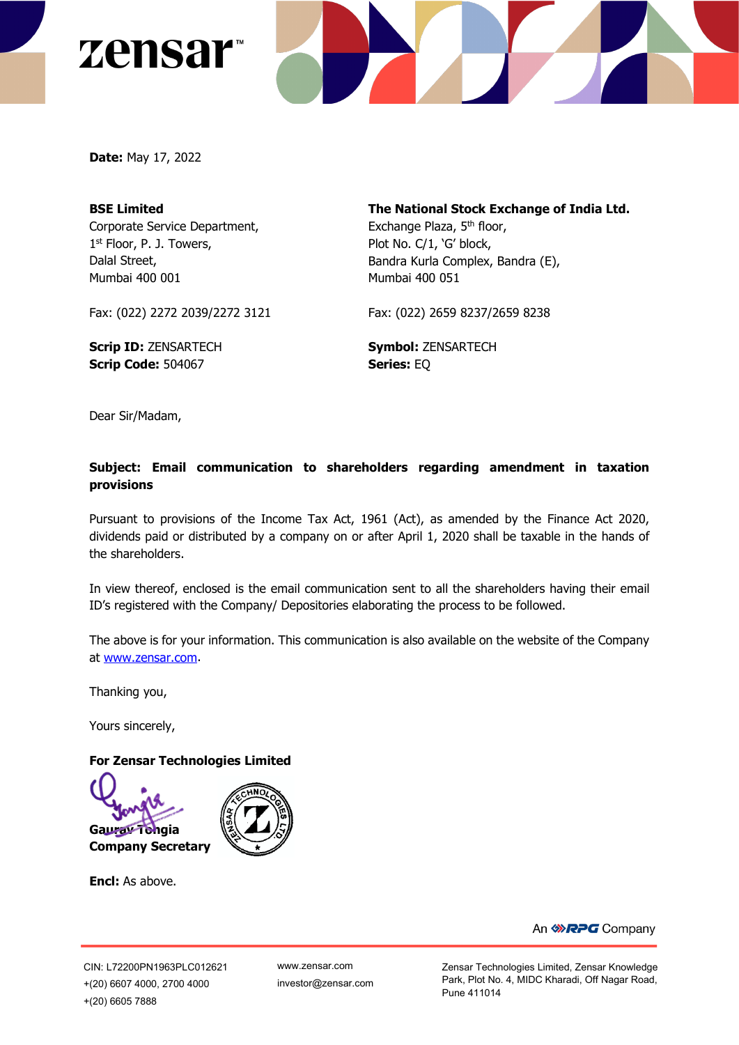**Date:** May 17, 2022

**BSE Limited**
Corporate Service Department,
1st Floor, P. J. Towers,
Dalal Street,
Mumbai 400 001

Fax: (022) 2272 2039/2272 3121

**Scrip ID:** ZENSARTECH
**Scrip Code:** 504067

**The National Stock Exchange of India Ltd.**
Exchange Plaza, 5th floor,
Plot No. C/1, 'G' block,
Bandra Kurla Complex, Bandra (E),
Mumbai 400 051

Fax: (022) 2659 8237/2659 8238

**Symbol:** ZENSARTECH
**Series:** EQ

Dear Sir/Madam,

**Subject: Email communication to shareholders regarding amendment in taxation provisions**

Pursuant to provisions of the Income Tax Act, 1961 (Act), as amended by the Finance Act 2020, dividends paid or distributed by a company on or after April 1, 2020 shall be taxable in the hands of the shareholders.

In view thereof, enclosed is the email communication sent to all the shareholders having their email ID's registered with the Company/ Depositories elaborating the process to be followed.

The above is for your information. This communication is also available on the website of the Company at www.zensar.com.

Thanking you,

Yours sincerely,

**For Zensar Technologies Limited**

**Gaurav Tongia**
**Company Secretary**

**Encl:** As above.

An RPG Company

CIN: L72200PN1963PLC012621
+(20) 6607 4000, 2700 4000
+(20) 6605 7888

www.zensar.com
investor@zensar.com

Zensar Technologies Limited, Zensar Knowledge Park, Plot No. 4, MIDC Kharadi, Off Nagar Road, Pune 411014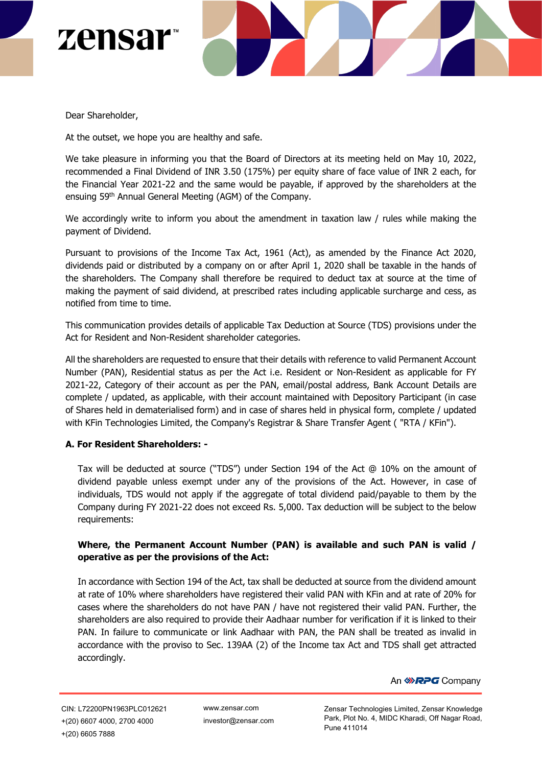Dear Shareholder,

At the outset, we hope you are healthy and safe.

We take pleasure in informing you that the Board of Directors at its meeting held on May 10, 2022, recommended a Final Dividend of INR 3.50 (175%) per equity share of face value of INR 2 each, for the Financial Year 2021-22 and the same would be payable, if approved by the shareholders at the ensuing 59th Annual General Meeting (AGM) of the Company.

We accordingly write to inform you about the amendment in taxation law / rules while making the payment of Dividend.

Pursuant to provisions of the Income Tax Act, 1961 (Act), as amended by the Finance Act 2020, dividends paid or distributed by a company on or after April 1, 2020 shall be taxable in the hands of the shareholders. The Company shall therefore be required to deduct tax at source at the time of making the payment of said dividend, at prescribed rates including applicable surcharge and cess, as notified from time to time.

This communication provides details of applicable Tax Deduction at Source (TDS) provisions under the Act for Resident and Non-Resident shareholder categories.

All the shareholders are requested to ensure that their details with reference to valid Permanent Account Number (PAN), Residential status as per the Act i.e. Resident or Non-Resident as applicable for FY 2021-22, Category of their account as per the PAN, email/postal address, Bank Account Details are complete / updated, as applicable, with their account maintained with Depository Participant (in case of Shares held in dematerialised form) and in case of shares held in physical form, complete / updated with KFin Technologies Limited, the Company's Registrar & Share Transfer Agent ( "RTA / KFin").

**A. For Resident Shareholders: -**

Tax will be deducted at source ("TDS") under Section 194 of the Act @ 10% on the amount of dividend payable unless exempt under any of the provisions of the Act. However, in case of individuals, TDS would not apply if the aggregate of total dividend paid/payable to them by the Company during FY 2021-22 does not exceed Rs. 5,000. Tax deduction will be subject to the below requirements:

**Where, the Permanent Account Number (PAN) is available and such PAN is valid / operative as per the provisions of the Act:**

In accordance with Section 194 of the Act, tax shall be deducted at source from the dividend amount at rate of 10% where shareholders have registered their valid PAN with KFin and at rate of 20% for cases where the shareholders do not have PAN / have not registered their valid PAN. Further, the shareholders are also required to provide their Aadhaar number for verification if it is linked to their PAN. In failure to communicate or link Aadhaar with PAN, the PAN shall be treated as invalid in accordance with the proviso to Sec. 139AA (2) of the Income tax Act and TDS shall get attracted accordingly.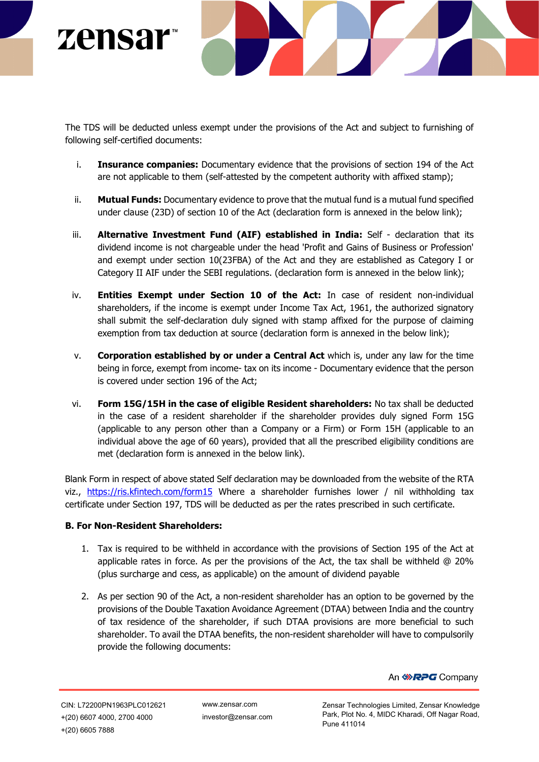The TDS will be deducted unless exempt under the provisions of the Act and subject to furnishing of following self-certified documents:

i. **Insurance companies:** Documentary evidence that the provisions of section 194 of the Act are not applicable to them (self-attested by the competent authority with affixed stamp);

ii. **Mutual Funds:** Documentary evidence to prove that the mutual fund is a mutual fund specified under clause (23D) of section 10 of the Act (declaration form is annexed in the below link);

iii. **Alternative Investment Fund (AIF) established in India:** Self - declaration that its dividend income is not chargeable under the head 'Profit and Gains of Business or Profession' and exempt under section 10(23FBA) of the Act and they are established as Category I or Category II AIF under the SEBI regulations. (declaration form is annexed in the below link);

iv. **Entities Exempt under Section 10 of the Act:** In case of resident non-individual shareholders, if the income is exempt under Income Tax Act, 1961, the authorized signatory shall submit the self-declaration duly signed with stamp affixed for the purpose of claiming exemption from tax deduction at source (declaration form is annexed in the below link);

v. **Corporation established by or under a Central Act** which is, under any law for the time being in force, exempt from income- tax on its income - Documentary evidence that the person is covered under section 196 of the Act;

vi. **Form 15G/15H in the case of eligible Resident shareholders:** No tax shall be deducted in the case of a resident shareholder if the shareholder provides duly signed Form 15G (applicable to any person other than a Company or a Firm) or Form 15H (applicable to an individual above the age of 60 years), provided that all the prescribed eligibility conditions are met (declaration form is annexed in the below link).

Blank Form in respect of above stated Self declaration may be downloaded from the website of the RTA viz., https://ris.kfintech.com/form15 Where a shareholder furnishes lower / nil withholding tax certificate under Section 197, TDS will be deducted as per the rates prescribed in such certificate.

**B. For Non-Resident Shareholders:**

1. Tax is required to be withheld in accordance with the provisions of Section 195 of the Act at applicable rates in force. As per the provisions of the Act, the tax shall be withheld @ 20% (plus surcharge and cess, as applicable) on the amount of dividend payable

2. As per section 90 of the Act, a non-resident shareholder has an option to be governed by the provisions of the Double Taxation Avoidance Agreement (DTAA) between India and the country of tax residence of the shareholder, if such DTAA provisions are more beneficial to such shareholder. To avail the DTAA benefits, the non-resident shareholder will have to compulsorily provide the following documents: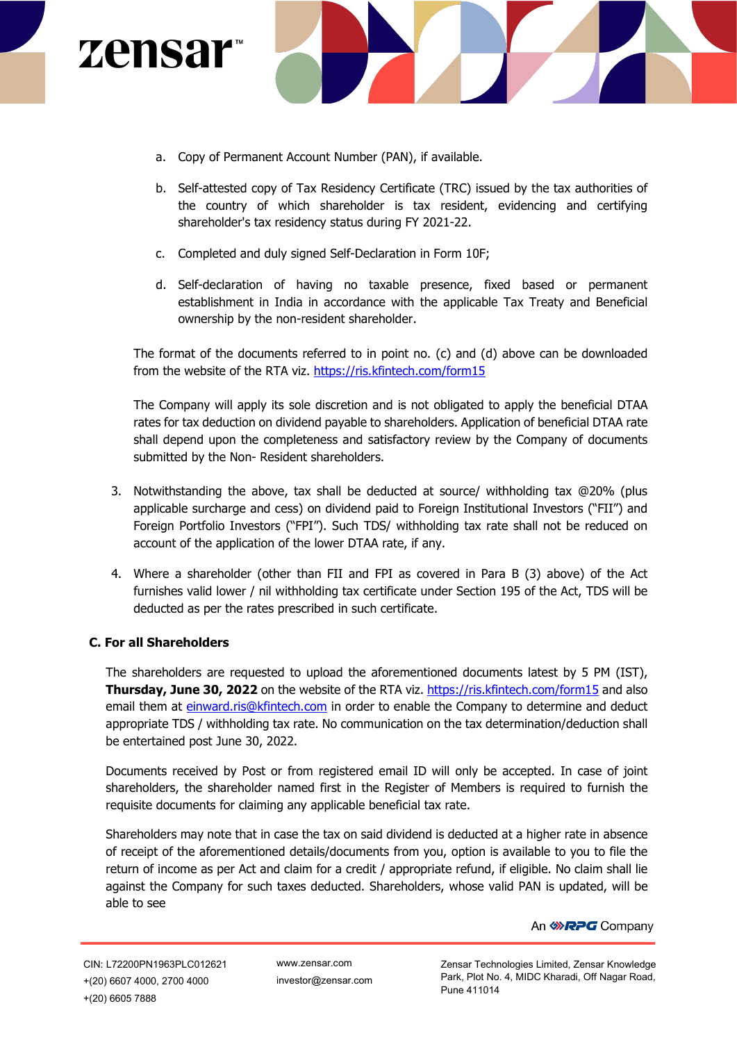a. Copy of Permanent Account Number (PAN), if available.

b. Self-attested copy of Tax Residency Certificate (TRC) issued by the tax authorities of the country of which shareholder is tax resident, evidencing and certifying shareholder's tax residency status during FY 2021-22.

c. Completed and duly signed Self-Declaration in Form 10F;

d. Self-declaration of having no taxable presence, fixed based or permanent establishment in India in accordance with the applicable Tax Treaty and Beneficial ownership by the non-resident shareholder.

The format of the documents referred to in point no. (c) and (d) above can be downloaded from the website of the RTA viz. https://ris.kfintech.com/form15

The Company will apply its sole discretion and is not obligated to apply the beneficial DTAA rates for tax deduction on dividend payable to shareholders. Application of beneficial DTAA rate shall depend upon the completeness and satisfactory review by the Company of documents submitted by the Non- Resident shareholders.

3. Notwithstanding the above, tax shall be deducted at source/ withholding tax @20% (plus applicable surcharge and cess) on dividend paid to Foreign Institutional Investors ("FII") and Foreign Portfolio Investors ("FPI"). Such TDS/ withholding tax rate shall not be reduced on account of the application of the lower DTAA rate, if any.

4. Where a shareholder (other than FII and FPI as covered in Para B (3) above) of the Act furnishes valid lower / nil withholding tax certificate under Section 195 of the Act, TDS will be deducted as per the rates prescribed in such certificate.

**C. For all Shareholders**

The shareholders are requested to upload the aforementioned documents latest by 5 PM (IST), **Thursday, June 30, 2022** on the website of the RTA viz. https://ris.kfintech.com/form15 and also email them at einward.ris@kfintech.com in order to enable the Company to determine and deduct appropriate TDS / withholding tax rate. No communication on the tax determination/deduction shall be entertained post June 30, 2022.

Documents received by Post or from registered email ID will only be accepted. In case of joint shareholders, the shareholder named first in the Register of Members is required to furnish the requisite documents for claiming any applicable beneficial tax rate.

Shareholders may note that in case the tax on said dividend is deducted at a higher rate in absence of receipt of the aforementioned details/documents from you, option is available to you to file the return of income as per Act and claim for a credit / appropriate refund, if eligible. No claim shall lie against the Company for such taxes deducted. Shareholders, whose valid PAN is updated, will be able to see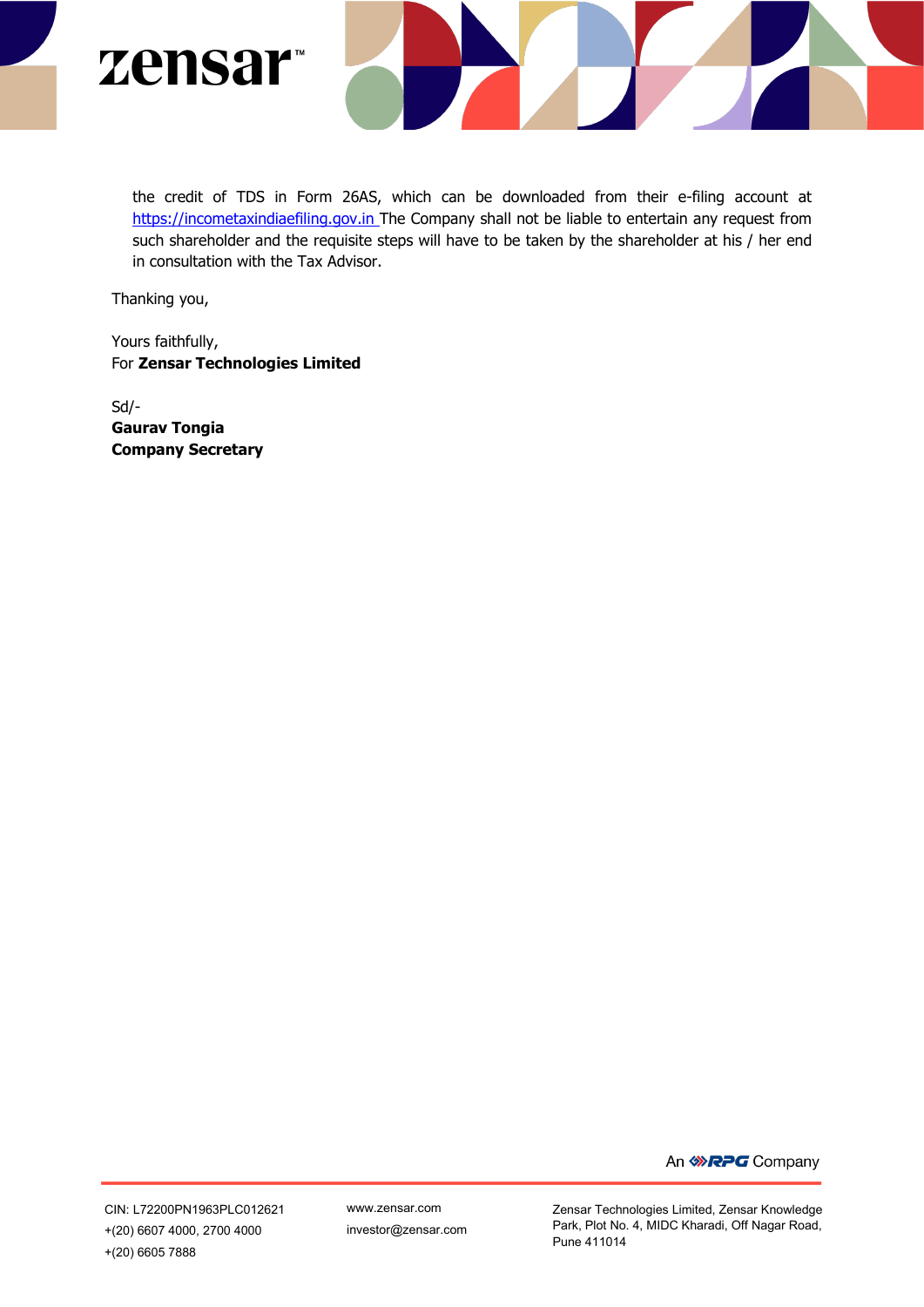the credit of TDS in Form 26AS, which can be downloaded from their e-filing account at [https://incometaxindiaefiling.gov.in](https://incometaxindiaefiling.gov.in) The Company shall not be liable to entertain any request from such shareholder and the requisite steps will have to be taken by the shareholder at his / her end in consultation with the Tax Advisor.

Thanking you,

Yours faithfully,
For **Zensar Technologies Limited**

Sd/-
**Gaurav Tongia**
**Company Secretary**